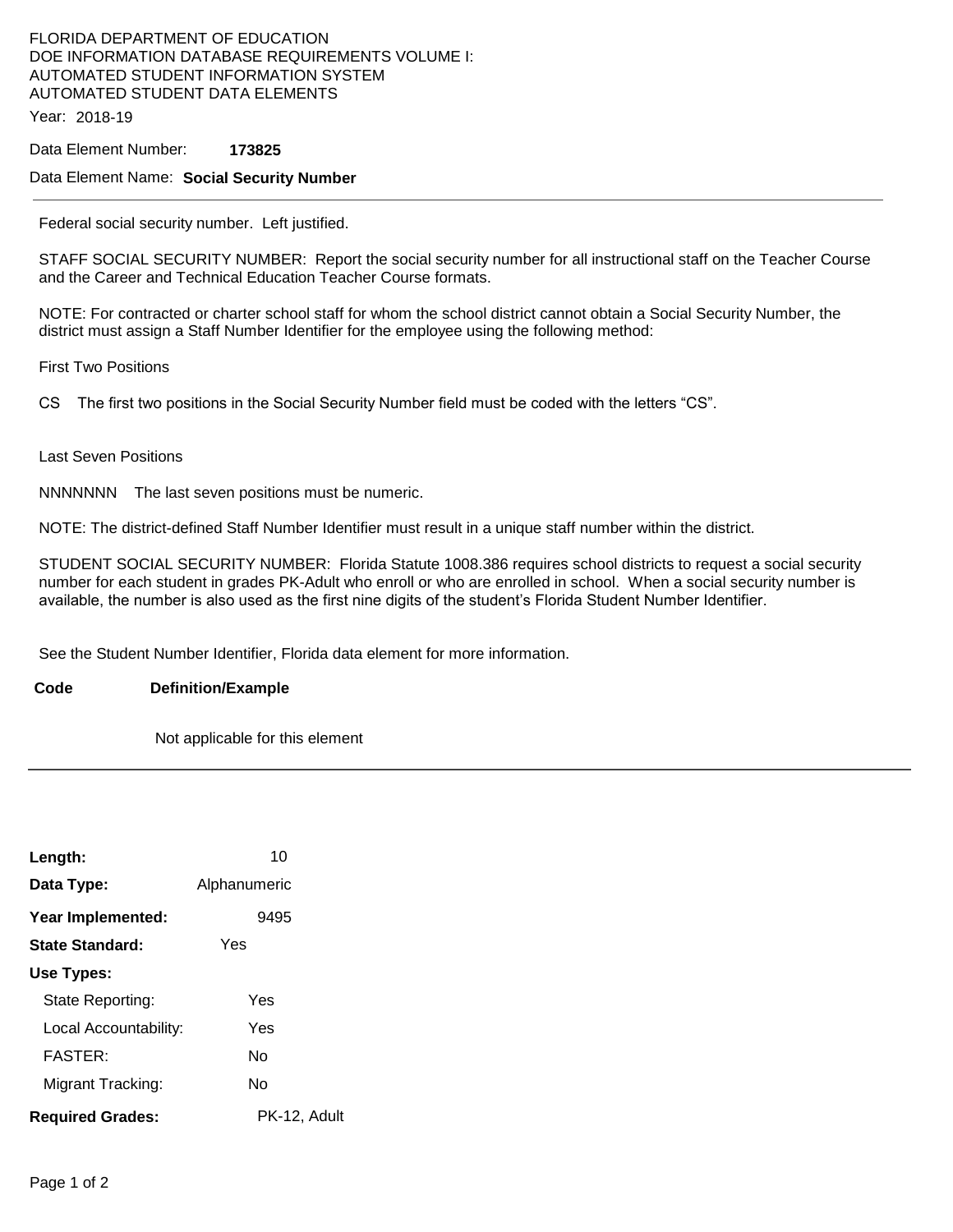FLORIDA DEPARTMENT OF EDUCATION
DOE INFORMATION DATABASE REQUIREMENTS VOLUME I:
AUTOMATED STUDENT INFORMATION SYSTEM
AUTOMATED STUDENT DATA ELEMENTS

Year: 2018-19

Data Element Number: **173825**

Data Element Name: **Social Security Number**

---

Federal social security number. Left justified.

STAFF SOCIAL SECURITY NUMBER: Report the social security number for all instructional staff on the Teacher Course and the Career and Technical Education Teacher Course formats.

NOTE: For contracted or charter school staff for whom the school district cannot obtain a Social Security Number, the district must assign a Staff Number Identifier for the employee using the following method:

First Two Positions

CS The first two positions in the Social Security Number field must be coded with the letters "CS".

Last Seven Positions

NNNNNNN The last seven positions must be numeric.

NOTE: The district-defined Staff Number Identifier must result in a unique staff number within the district.

STUDENT SOCIAL SECURITY NUMBER: Florida Statute 1008.386 requires school districts to request a social security number for each student in grades PK-Adult who enroll or who are enrolled in school. When a social security number is available, the number is also used as the first nine digits of the student's Florida Student Number Identifier.

See the Student Number Identifier, Florida data element for more information.

| **Code** | **Definition/Example** |
|---|---|
| | Not applicable for this element |

---

**Length:** 10

**Data Type:** Alphanumeric

**Year Implemented:** 9495

**State Standard:** Yes

**Use Types:**

- State Reporting: Yes
- Local Accountability: Yes
- FASTER: No
- Migrant Tracking: No

**Required Grades:** PK-12, Adult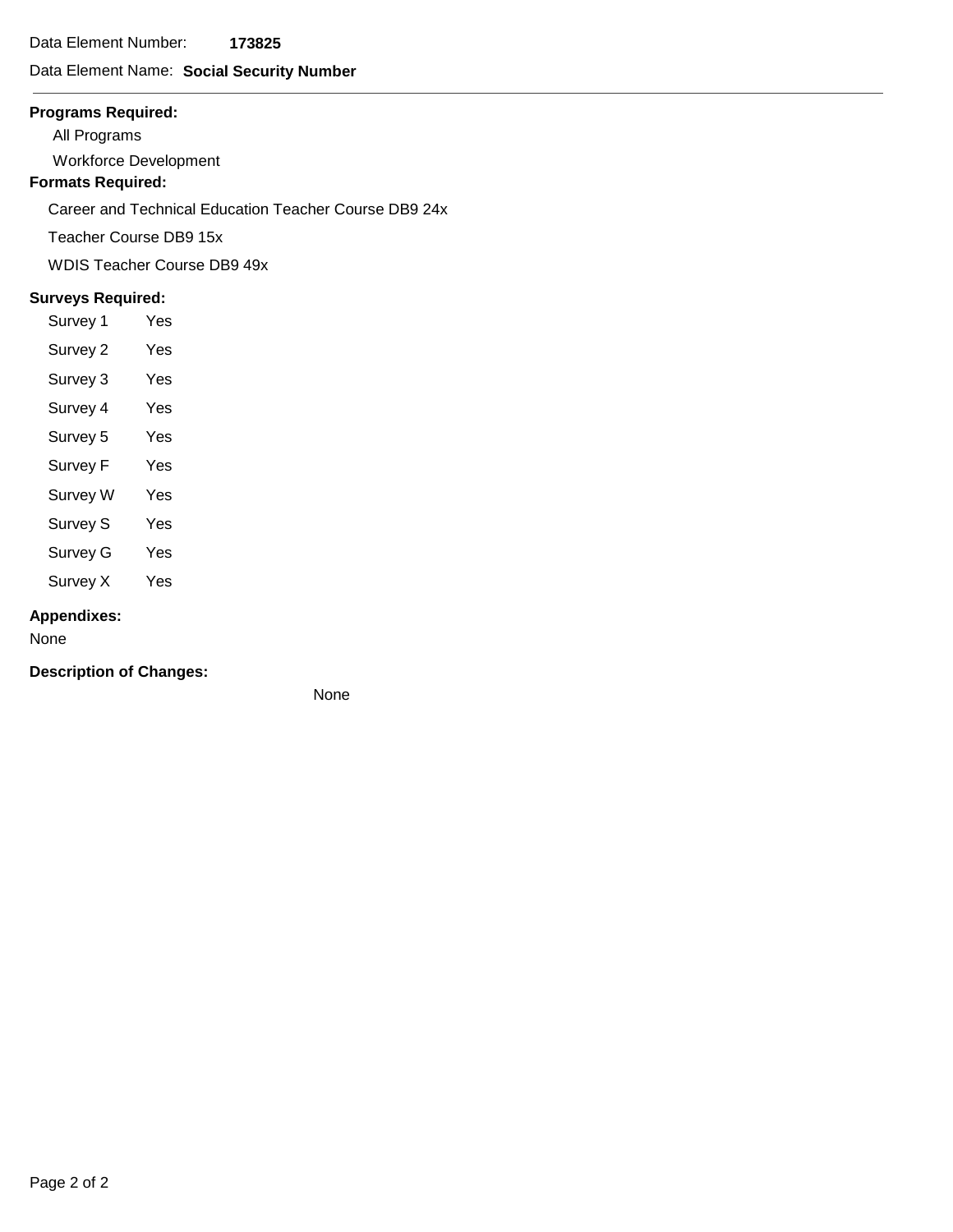Data Element Number: **173825**

Data Element Name: **Social Security Number**

---

**Programs Required:**

All Programs

Workforce Development

**Formats Required:**

Career and Technical Education Teacher Course DB9 24x

Teacher Course DB9 15x

WDIS Teacher Course DB9 49x

**Surveys Required:**

| | |
|---|---|
| Survey 1 | Yes |
| Survey 2 | Yes |
| Survey 3 | Yes |
| Survey 4 | Yes |
| Survey 5 | Yes |
| Survey F | Yes |
| Survey W | Yes |
| Survey S | Yes |
| Survey G | Yes |
| Survey X | Yes |

**Appendixes:**

None

**Description of Changes:**

None